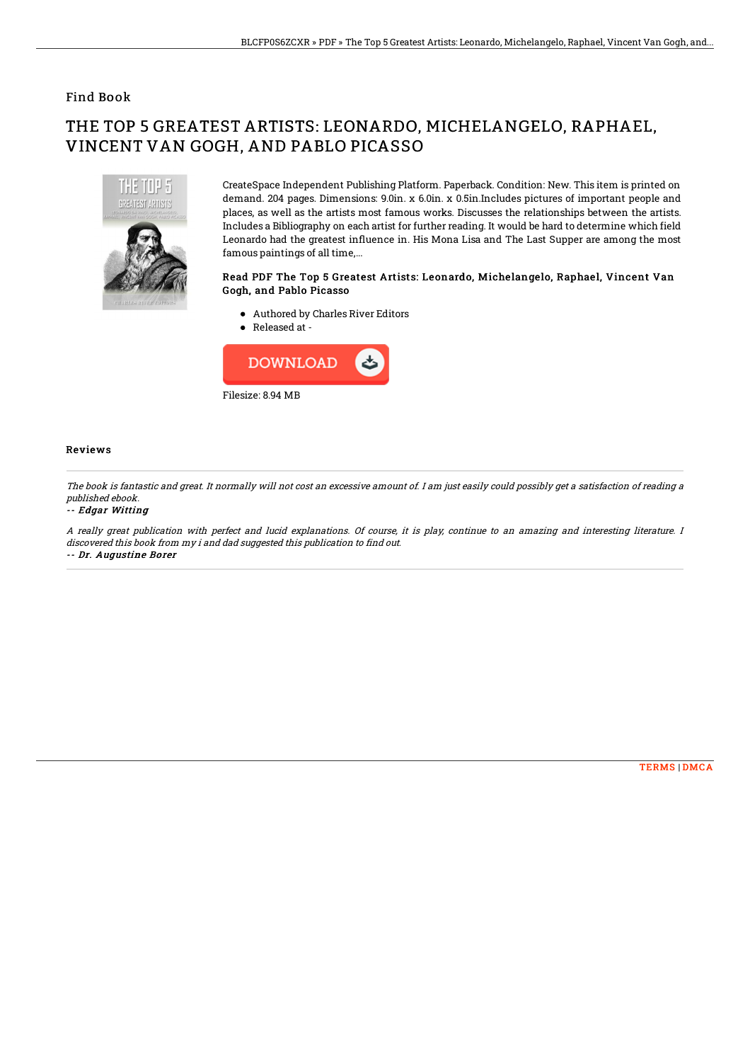Find Book

# THE TOP 5 GREATEST ARTISTS: LEONARDO, MICHELANGELO, RAPHAEL, VINCENT VAN GOGH, AND PABLO PICASSO

CreateSpace Independent Publishing Platform. Paperback. Condition: New. This item is printed on demand. 204 pages. Dimensions: 9.0in. x 6.0in. x 0.5in.Includes pictures of important people and places, as well as the artists most famous works. Discusses the relationships between the artists. Includes a Bibliography on each artist for further reading. It would be hard to determine which field Leonardo had the greatest influence in. His Mona Lisa and The Last Supper are among the most famous paintings of all time,...

### Read PDF The Top 5 Greatest Artists: Leonardo, Michelangelo, Raphael, Vincent Van Gogh, and Pablo Picasso

- Authored by Charles River Editors
- Released at -

DOWNLOAD

Filesize: 8.94 MB

## Reviews

*The book is fantastic and great. It normally will not cost an excessive amount of. I am just easily could possibly get a satisfaction of reading a published ebook.*

*-- Edgar Witting*

*A really great publication with perfect and lucid explanations. Of course, it is play, continue to an amazing and interesting literature. I discovered this book from my i and dad suggested this publication to find out.*

*-- Dr. Augustine Borer*

TERMS | DMCA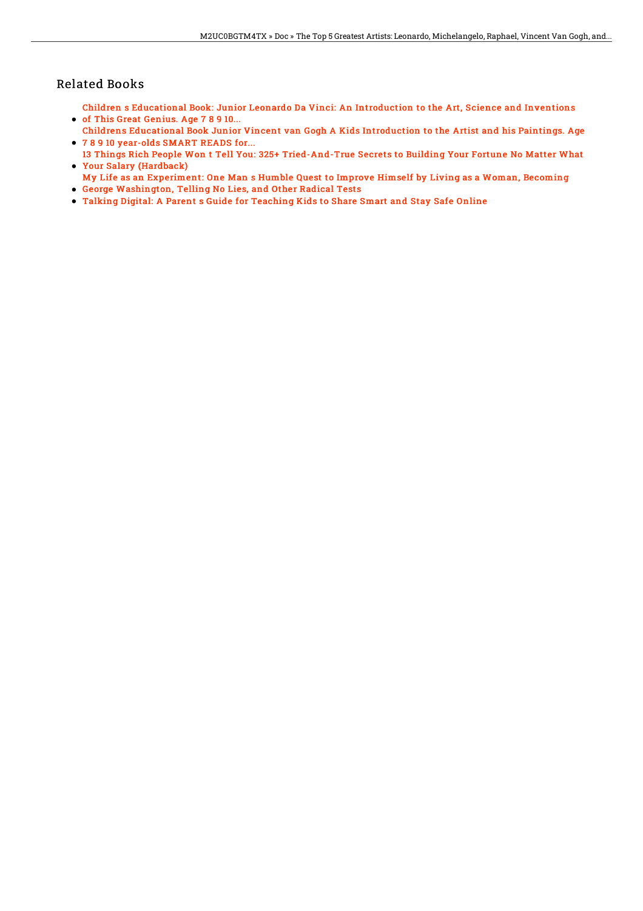## Related Books

- Children s Educational Book: Junior Leonardo Da Vinci: An Introduction to the Art, Science and Inventions of This Great Genius. Age 7 8 9 10...
- Childrens Educational Book Junior Vincent van Gogh A Kids Introduction to the Artist and his Paintings. Age 7 8 9 10 year-olds SMART READS for...
- 13 Things Rich People Won t Tell You: 325+ Tried-And-True Secrets to Building Your Fortune No Matter What Your Salary (Hardback)
- My Life as an Experiment: One Man s Humble Quest to Improve Himself by Living as a Woman, Becoming George Washington, Telling No Lies, and Other Radical Tests
- Talking Digital: A Parent s Guide for Teaching Kids to Share Smart and Stay Safe Online